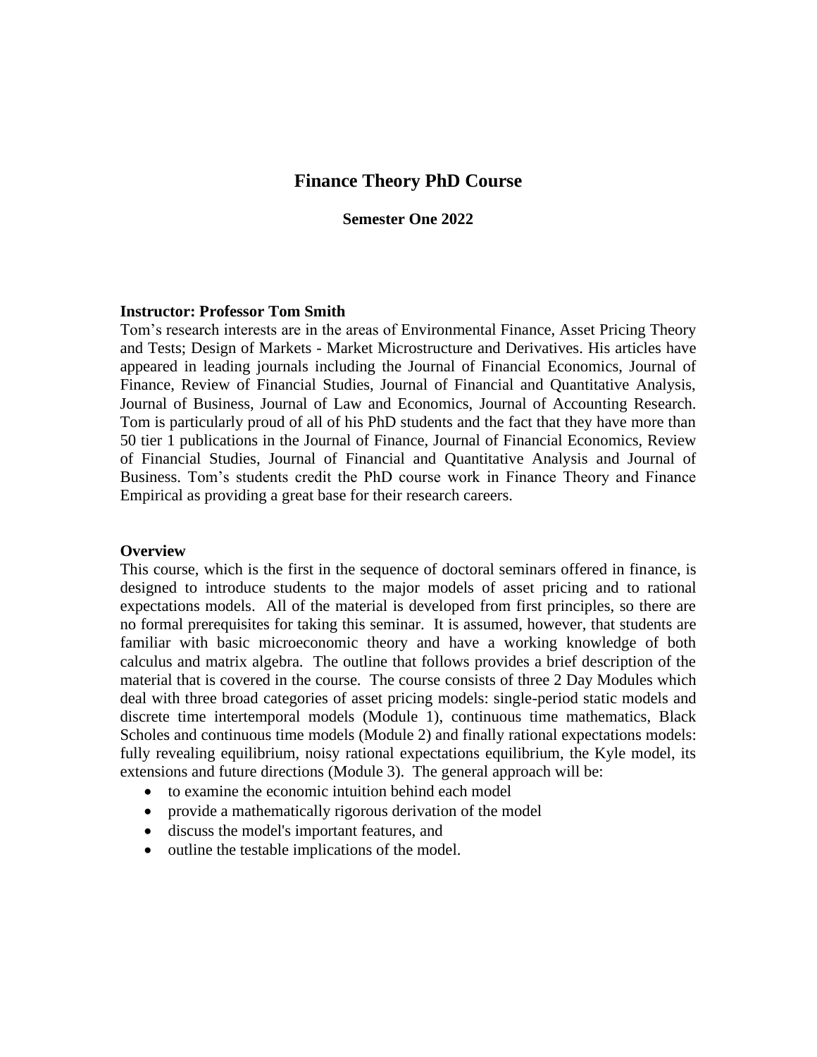# Finance Theory PhD Course

**Semester One 2022**

**Instructor: Professor Tom Smith**

Tom's research interests are in the areas of Environmental Finance, Asset Pricing Theory and Tests; Design of Markets - Market Microstructure and Derivatives. His articles have appeared in leading journals including the Journal of Financial Economics, Journal of Finance, Review of Financial Studies, Journal of Financial and Quantitative Analysis, Journal of Business, Journal of Law and Economics, Journal of Accounting Research. Tom is particularly proud of all of his PhD students and the fact that they have more than 50 tier 1 publications in the Journal of Finance, Journal of Financial Economics, Review of Financial Studies, Journal of Financial and Quantitative Analysis and Journal of Business. Tom's students credit the PhD course work in Finance Theory and Finance Empirical as providing a great base for their research careers.

**Overview**

This course, which is the first in the sequence of doctoral seminars offered in finance, is designed to introduce students to the major models of asset pricing and to rational expectations models. All of the material is developed from first principles, so there are no formal prerequisites for taking this seminar. It is assumed, however, that students are familiar with basic microeconomic theory and have a working knowledge of both calculus and matrix algebra. The outline that follows provides a brief description of the material that is covered in the course. The course consists of three 2 Day Modules which deal with three broad categories of asset pricing models: single-period static models and discrete time intertemporal models (Module 1), continuous time mathematics, Black Scholes and continuous time models (Module 2) and finally rational expectations models: fully revealing equilibrium, noisy rational expectations equilibrium, the Kyle model, its extensions and future directions (Module 3). The general approach will be:

- to examine the economic intuition behind each model
- provide a mathematically rigorous derivation of the model
- discuss the model's important features, and
- outline the testable implications of the model.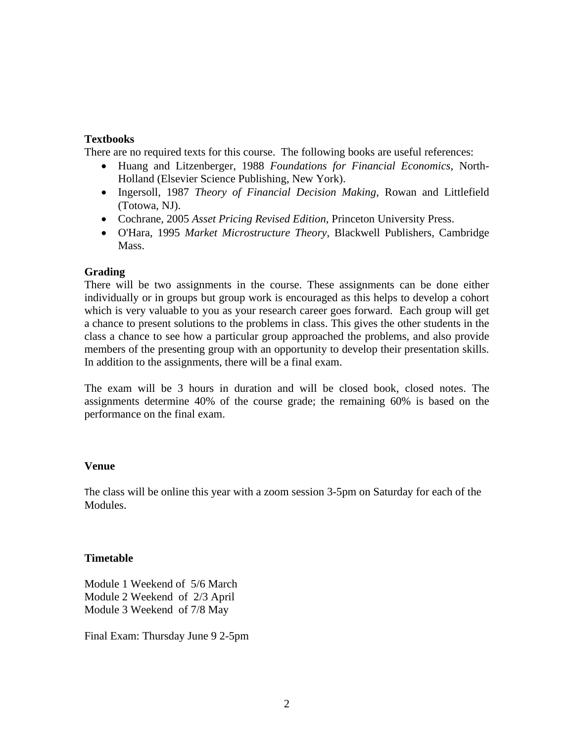**Textbooks**

There are no required texts for this course. The following books are useful references:

- Huang and Litzenberger, 1988 *Foundations for Financial Economics*, North-Holland (Elsevier Science Publishing, New York).
- Ingersoll, 1987 *Theory of Financial Decision Making*, Rowan and Littlefield (Totowa, NJ).
- Cochrane, 2005 *Asset Pricing Revised Edition*, Princeton University Press.
- O'Hara, 1995 *Market Microstructure Theory*, Blackwell Publishers, Cambridge Mass.

**Grading**

There will be two assignments in the course. These assignments can be done either individually or in groups but group work is encouraged as this helps to develop a cohort which is very valuable to you as your research career goes forward. Each group will get a chance to present solutions to the problems in class. This gives the other students in the class a chance to see how a particular group approached the problems, and also provide members of the presenting group with an opportunity to develop their presentation skills. In addition to the assignments, there will be a final exam.

The exam will be 3 hours in duration and will be closed book, closed notes. The assignments determine 40% of the course grade; the remaining 60% is based on the performance on the final exam.

**Venue**

The class will be online this year with a zoom session 3-5pm on Saturday for each of the Modules.

**Timetable**

Module 1 Weekend of 5/6 March
Module 2 Weekend of 2/3 April
Module 3 Weekend of 7/8 May

Final Exam: Thursday June 9 2-5pm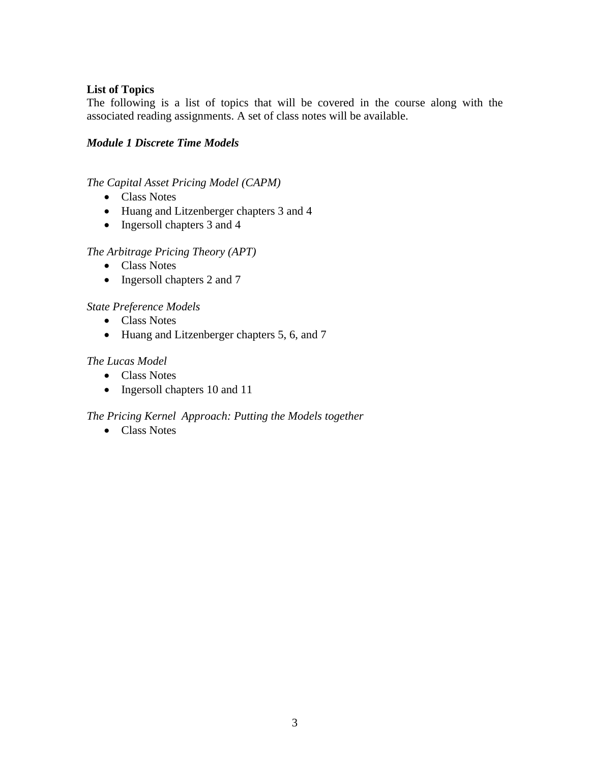**List of Topics**

The following is a list of topics that will be covered in the course along with the associated reading assignments. A set of class notes will be available.

***Module 1 Discrete Time Models***

*The Capital Asset Pricing Model (CAPM)*

- Class Notes
- Huang and Litzenberger chapters 3 and 4
- Ingersoll chapters 3 and 4

*The Arbitrage Pricing Theory (APT)*

- Class Notes
- Ingersoll chapters 2 and 7

*State Preference Models*

- Class Notes
- Huang and Litzenberger chapters 5, 6, and 7

*The Lucas Model*

- Class Notes
- Ingersoll chapters 10 and 11

*The Pricing Kernel Approach: Putting the Models together*

- Class Notes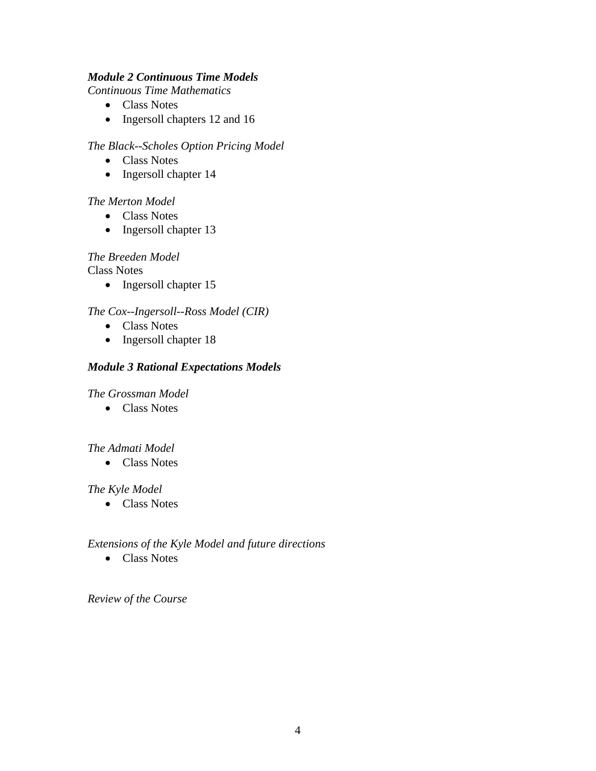***Module 2 Continuous Time Models***

*Continuous Time Mathematics*

- Class Notes
- Ingersoll chapters 12 and 16

*The Black--Scholes Option Pricing Model*

- Class Notes
- Ingersoll chapter 14

*The Merton Model*

- Class Notes
- Ingersoll chapter 13

*The Breeden Model*

Class Notes

- Ingersoll chapter 15

*The Cox--Ingersoll--Ross Model (CIR)*

- Class Notes
- Ingersoll chapter 18

***Module 3 Rational Expectations Models***

*The Grossman Model*

- Class Notes

*The Admati Model*

- Class Notes

*The Kyle Model*

- Class Notes

*Extensions of the Kyle Model and future directions*

- Class Notes

*Review of the Course*